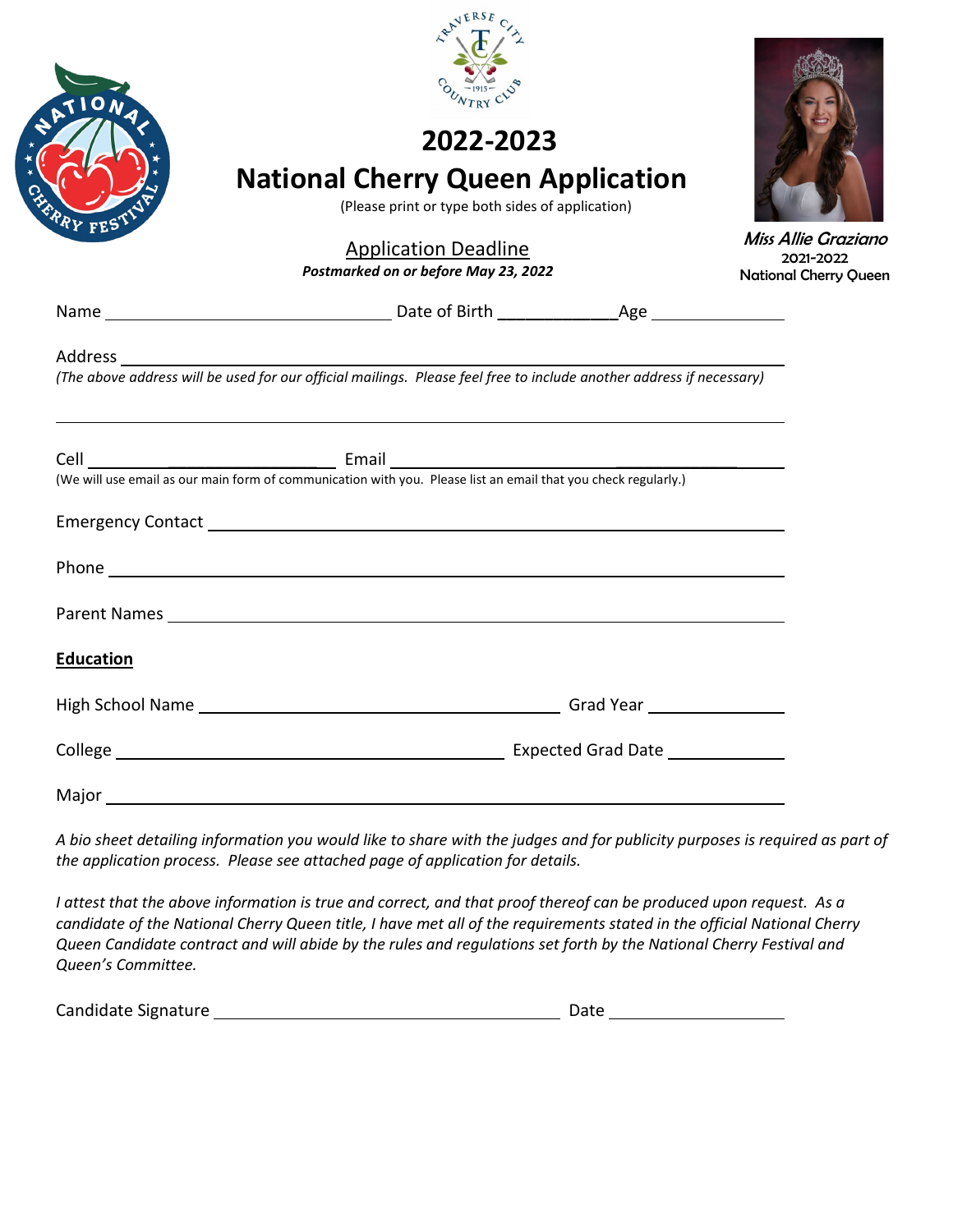# 2022-2023

# National Cherry Queen Application

(Please print or type both sides of application)

Application Deadline

***Postmarked on or before May 23, 2022***

*Miss Allie Graziano*
2021-2022
National Cherry Queen

Name ______________________ Date of Birth ____________ Age ____________

Address ________________________________________________________________

*(The above address will be used for our official mailings. Please feel free to include another address if necessary)*

________________________________________________________________

Cell ____________________ Email ________________________________

(We will use email as our main form of communication with you. Please list an email that you check regularly.)

Emergency Contact ________________________________________________________

Phone ________________________________________________________________

Parent Names ____________________________________________________________

**Education**

High School Name __________________________________ Grad Year ____________

College ______________________________________ Expected Grad Date ____________

Major ________________________________________________________________

*A bio sheet detailing information you would like to share with the judges and for publicity purposes is required as part of the application process. Please see attached page of application for details.*

*I attest that the above information is true and correct, and that proof thereof can be produced upon request. As a candidate of the National Cherry Queen title, I have met all of the requirements stated in the official National Cherry Queen Candidate contract and will abide by the rules and regulations set forth by the National Cherry Festival and Queen's Committee.*

Candidate Signature __________________________________ Date ________________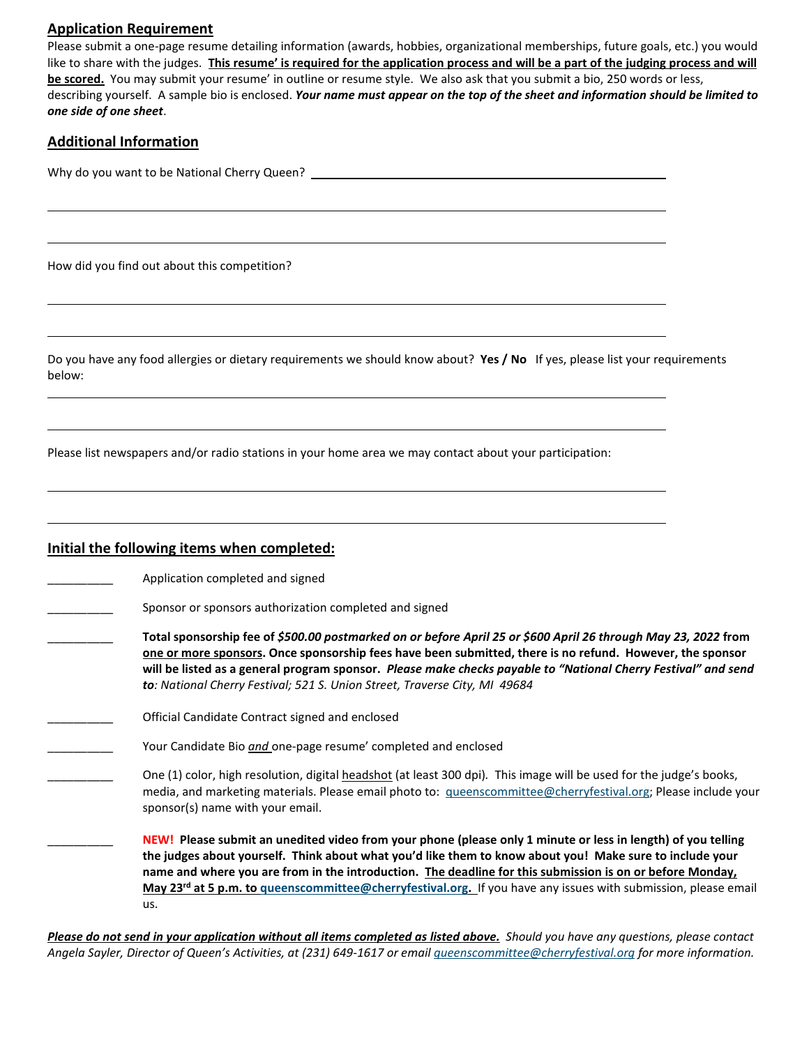## Application Requirement

Please submit a one-page resume detailing information (awards, hobbies, organizational memberships, future goals, etc.) you would like to share with the judges. **This resume' is required for the application process and will be a part of the judging process and will be scored.** You may submit your resume' in outline or resume style. We also ask that you submit a bio, 250 words or less, describing yourself. A sample bio is enclosed. ***Your name must appear on the top of the sheet and information should be limited to one side of one sheet***.

## Additional Information

Why do you want to be National Cherry Queen? ______________________________________________

______________________________________________________________________________

______________________________________________________________________________

How did you find out about this competition?

______________________________________________________________________________

______________________________________________________________________________

Do you have any food allergies or dietary requirements we should know about? **Yes / No** If yes, please list your requirements below:

______________________________________________________________________________

______________________________________________________________________________

Please list newspapers and/or radio stations in your home area we may contact about your participation:

______________________________________________________________________________

______________________________________________________________________________

## Initial the following items when completed:

__________ Application completed and signed

__________ Sponsor or sponsors authorization completed and signed

__________ **Total sponsorship fee of *$500.00 postmarked on or before April 25 or $600 April 26 through May 23, 2022* from one or more sponsors. Once sponsorship fees have been submitted, there is no refund. However, the sponsor will be listed as a general program sponsor.** ***Please make checks payable to "National Cherry Festival" and send to****: National Cherry Festival; 521 S. Union Street, Traverse City, MI 49684*

__________ Official Candidate Contract signed and enclosed

__________ Your Candidate Bio *and* one-page resume' completed and enclosed

__________ One (1) color, high resolution, digital headshot (at least 300 dpi). This image will be used for the judge's books, media, and marketing materials. Please email photo to: queenscommittee@cherryfestival.org; Please include your sponsor(s) name with your email.

__________ **NEW! Please submit an unedited video from your phone (please only 1 minute or less in length) of you telling the judges about yourself. Think about what you'd like them to know about you! Make sure to include your name and where you are from in the introduction. The deadline for this submission is on or before Monday, May 23rd at 5 p.m. to queenscommittee@cherryfestival.org.** If you have any issues with submission, please email us.

***Please do not send in your application without all items completed as listed above.*** *Should you have any questions, please contact Angela Sayler, Director of Queen's Activities, at (231) 649-1617 or email queenscommittee@cherryfestival.org for more information.*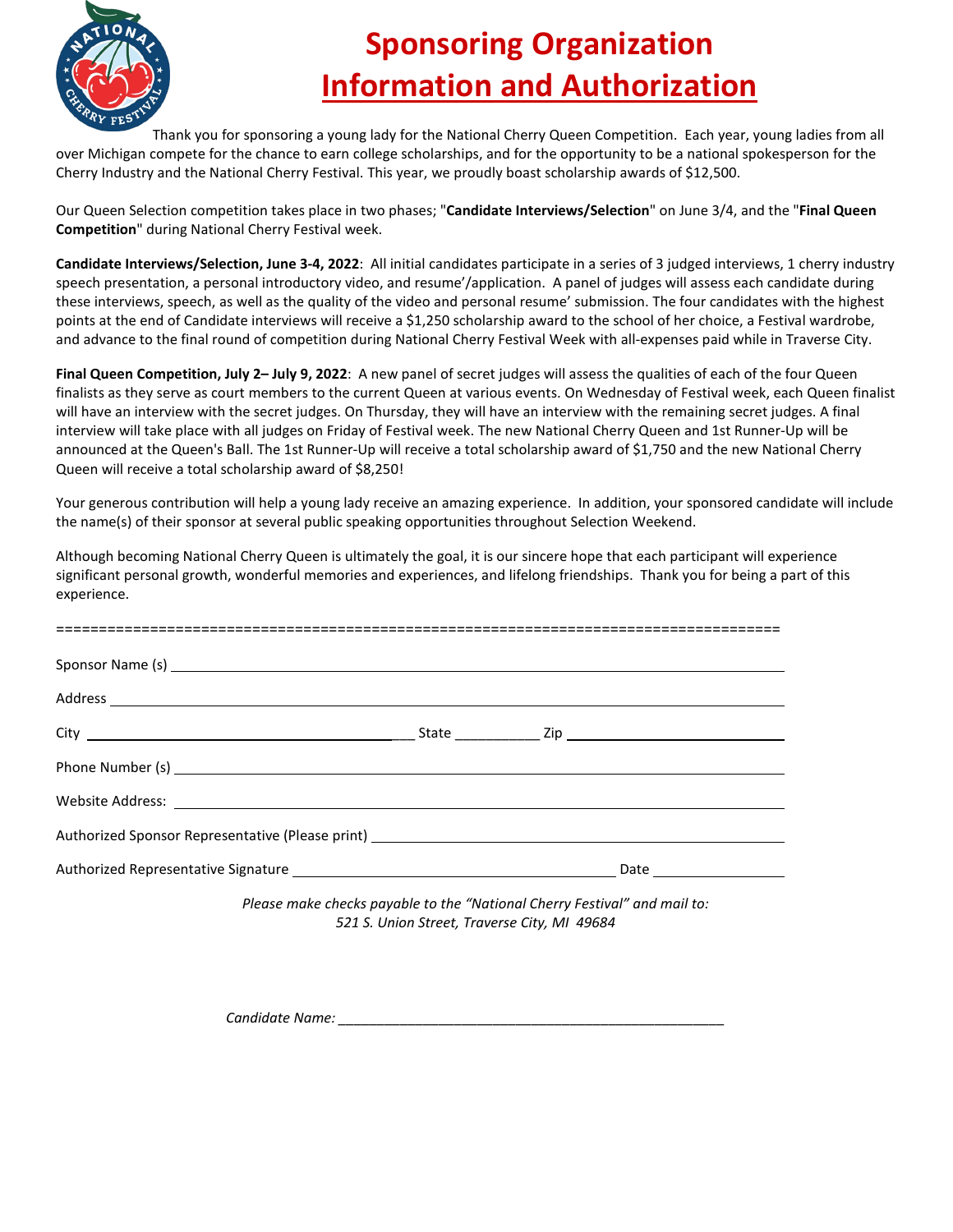# Sponsoring Organization

# Information and Authorization

Thank you for sponsoring a young lady for the National Cherry Queen Competition. Each year, young ladies from all over Michigan compete for the chance to earn college scholarships, and for the opportunity to be a national spokesperson for the Cherry Industry and the National Cherry Festival. This year, we proudly boast scholarship awards of $12,500.

Our Queen Selection competition takes place in two phases; "**Candidate Interviews/Selection**" on June 3/4, and the "**Final Queen Competition**" during National Cherry Festival week.

**Candidate Interviews/Selection, June 3-4, 2022**: All initial candidates participate in a series of 3 judged interviews, 1 cherry industry speech presentation, a personal introductory video, and resume'/application. A panel of judges will assess each candidate during these interviews, speech, as well as the quality of the video and personal resume' submission. The four candidates with the highest points at the end of Candidate interviews will receive a $1,250 scholarship award to the school of her choice, a Festival wardrobe, and advance to the final round of competition during National Cherry Festival Week with all-expenses paid while in Traverse City.

**Final Queen Competition, July 2– July 9, 2022**: A new panel of secret judges will assess the qualities of each of the four Queen finalists as they serve as court members to the current Queen at various events. On Wednesday of Festival week, each Queen finalist will have an interview with the secret judges. On Thursday, they will have an interview with the remaining secret judges. A final interview will take place with all judges on Friday of Festival week. The new National Cherry Queen and 1st Runner-Up will be announced at the Queen's Ball. The 1st Runner-Up will receive a total scholarship award of $1,750 and the new National Cherry Queen will receive a total scholarship award of $8,250!

Your generous contribution will help a young lady receive an amazing experience. In addition, your sponsored candidate will include the name(s) of their sponsor at several public speaking opportunities throughout Selection Weekend.

Although becoming National Cherry Queen is ultimately the goal, it is our sincere hope that each participant will experience significant personal growth, wonderful memories and experiences, and lifelong friendships. Thank you for being a part of this experience.

=====================================================================================

Sponsor Name (s) ______________________________________________

Address ______________________________________________

City ______________________ State ___________ Zip ______________________

Phone Number (s) ______________________________________________

Website Address: ______________________________________________

Authorized Sponsor Representative (Please print) ______________________________

Authorized Representative Signature ______________________________ Date ______________

*Please make checks payable to the "National Cherry Festival" and mail to:*
*521 S. Union Street, Traverse City, MI 49684*

*Candidate Name:* ______________________________________________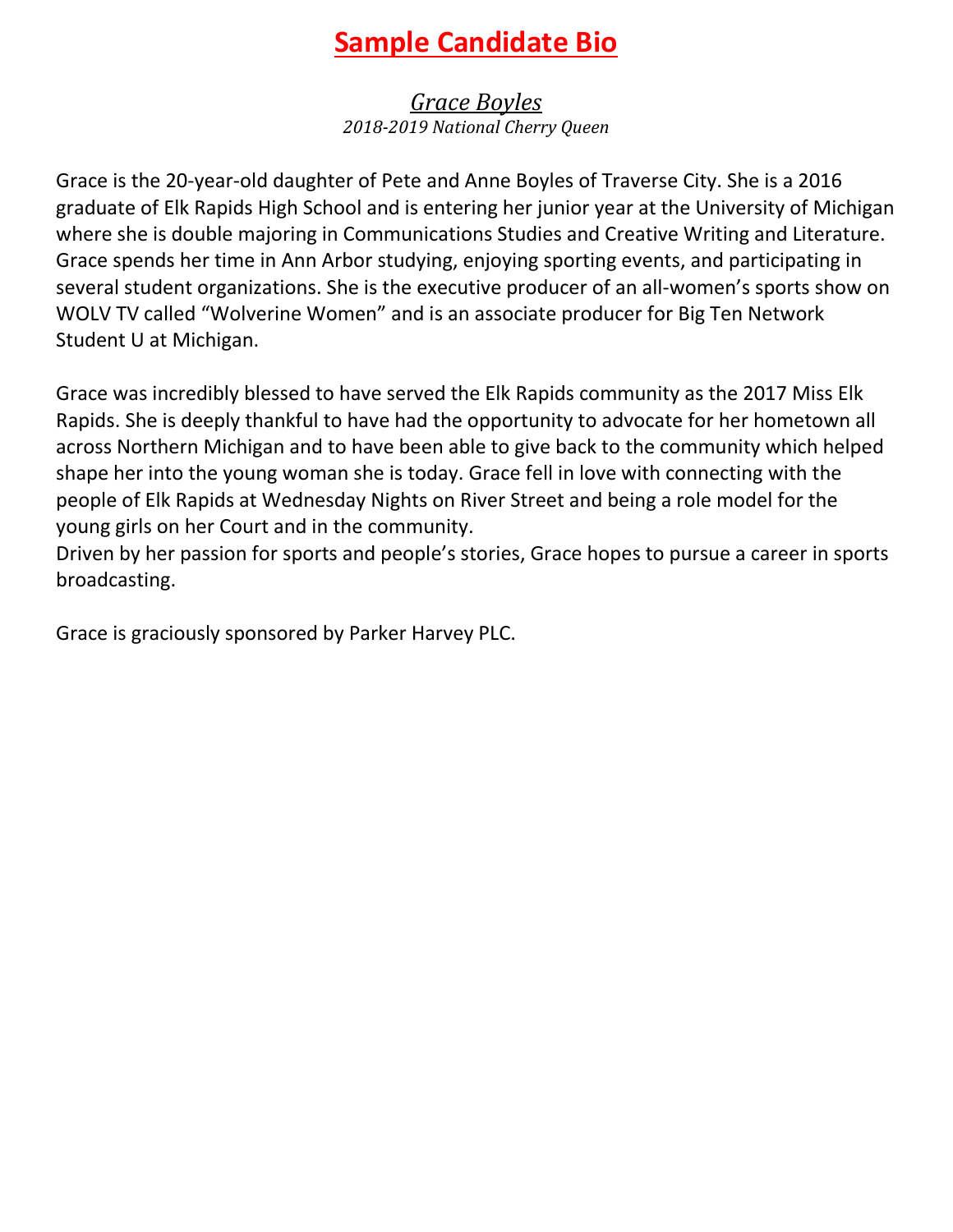# **Sample Candidate Bio**

*Grace Boyles*
*2018-2019 National Cherry Queen*

Grace is the 20-year-old daughter of Pete and Anne Boyles of Traverse City. She is a 2016 graduate of Elk Rapids High School and is entering her junior year at the University of Michigan where she is double majoring in Communications Studies and Creative Writing and Literature. Grace spends her time in Ann Arbor studying, enjoying sporting events, and participating in several student organizations. She is the executive producer of an all-women's sports show on WOLV TV called "Wolverine Women" and is an associate producer for Big Ten Network Student U at Michigan.

Grace was incredibly blessed to have served the Elk Rapids community as the 2017 Miss Elk Rapids. She is deeply thankful to have had the opportunity to advocate for her hometown all across Northern Michigan and to have been able to give back to the community which helped shape her into the young woman she is today. Grace fell in love with connecting with the people of Elk Rapids at Wednesday Nights on River Street and being a role model for the young girls on her Court and in the community.
Driven by her passion for sports and people's stories, Grace hopes to pursue a career in sports broadcasting.

Grace is graciously sponsored by Parker Harvey PLC.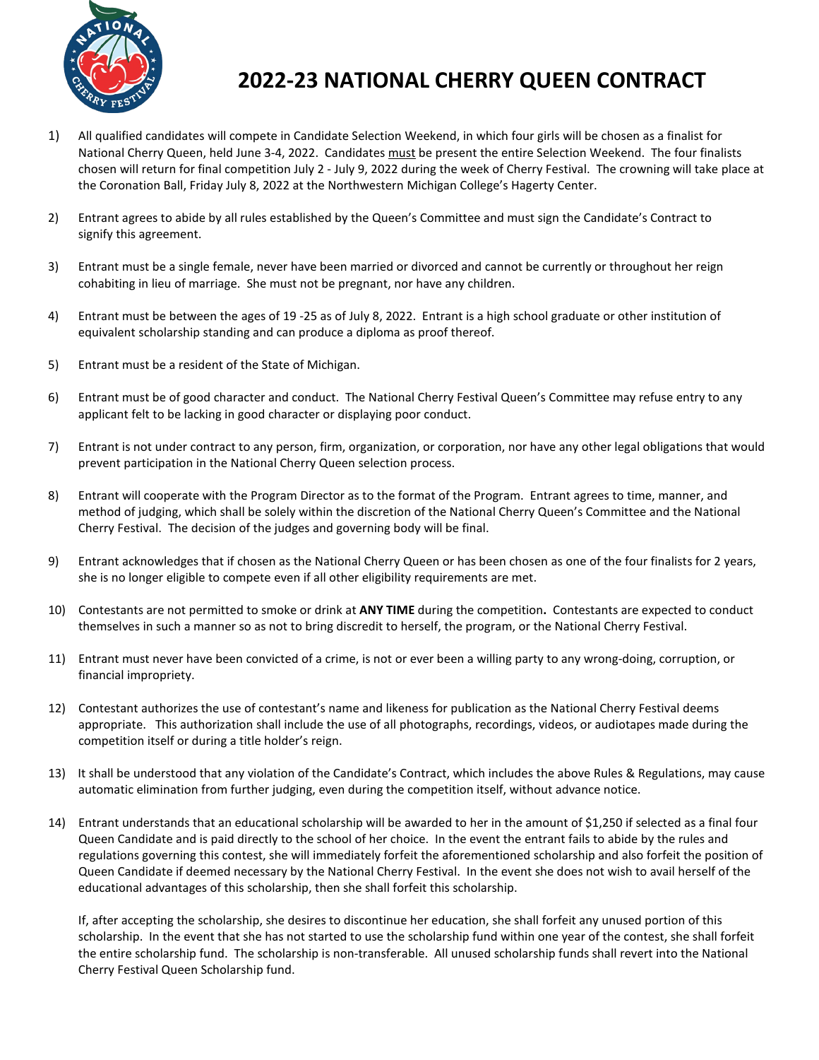# 2022-23 NATIONAL CHERRY QUEEN CONTRACT

1) All qualified candidates will compete in Candidate Selection Weekend, in which four girls will be chosen as a finalist for National Cherry Queen, held June 3-4, 2022. Candidates must be present the entire Selection Weekend. The four finalists chosen will return for final competition July 2 - July 9, 2022 during the week of Cherry Festival. The crowning will take place at the Coronation Ball, Friday July 8, 2022 at the Northwestern Michigan College's Hagerty Center.

2) Entrant agrees to abide by all rules established by the Queen's Committee and must sign the Candidate's Contract to signify this agreement.

3) Entrant must be a single female, never have been married or divorced and cannot be currently or throughout her reign cohabiting in lieu of marriage. She must not be pregnant, nor have any children.

4) Entrant must be between the ages of 19 -25 as of July 8, 2022. Entrant is a high school graduate or other institution of equivalent scholarship standing and can produce a diploma as proof thereof.

5) Entrant must be a resident of the State of Michigan.

6) Entrant must be of good character and conduct. The National Cherry Festival Queen's Committee may refuse entry to any applicant felt to be lacking in good character or displaying poor conduct.

7) Entrant is not under contract to any person, firm, organization, or corporation, nor have any other legal obligations that would prevent participation in the National Cherry Queen selection process.

8) Entrant will cooperate with the Program Director as to the format of the Program. Entrant agrees to time, manner, and method of judging, which shall be solely within the discretion of the National Cherry Queen's Committee and the National Cherry Festival. The decision of the judges and governing body will be final.

9) Entrant acknowledges that if chosen as the National Cherry Queen or has been chosen as one of the four finalists for 2 years, she is no longer eligible to compete even if all other eligibility requirements are met.

10) Contestants are not permitted to smoke or drink at **ANY TIME** during the competition**.** Contestants are expected to conduct themselves in such a manner so as not to bring discredit to herself, the program, or the National Cherry Festival.

11) Entrant must never have been convicted of a crime, is not or ever been a willing party to any wrong-doing, corruption, or financial impropriety.

12) Contestant authorizes the use of contestant's name and likeness for publication as the National Cherry Festival deems appropriate. This authorization shall include the use of all photographs, recordings, videos, or audiotapes made during the competition itself or during a title holder's reign.

13) It shall be understood that any violation of the Candidate's Contract, which includes the above Rules & Regulations, may cause automatic elimination from further judging, even during the competition itself, without advance notice.

14) Entrant understands that an educational scholarship will be awarded to her in the amount of $1,250 if selected as a final four Queen Candidate and is paid directly to the school of her choice. In the event the entrant fails to abide by the rules and regulations governing this contest, she will immediately forfeit the aforementioned scholarship and also forfeit the position of Queen Candidate if deemed necessary by the National Cherry Festival. In the event she does not wish to avail herself of the educational advantages of this scholarship, then she shall forfeit this scholarship.

    If, after accepting the scholarship, she desires to discontinue her education, she shall forfeit any unused portion of this scholarship. In the event that she has not started to use the scholarship fund within one year of the contest, she shall forfeit the entire scholarship fund. The scholarship is non-transferable. All unused scholarship funds shall revert into the National Cherry Festival Queen Scholarship fund.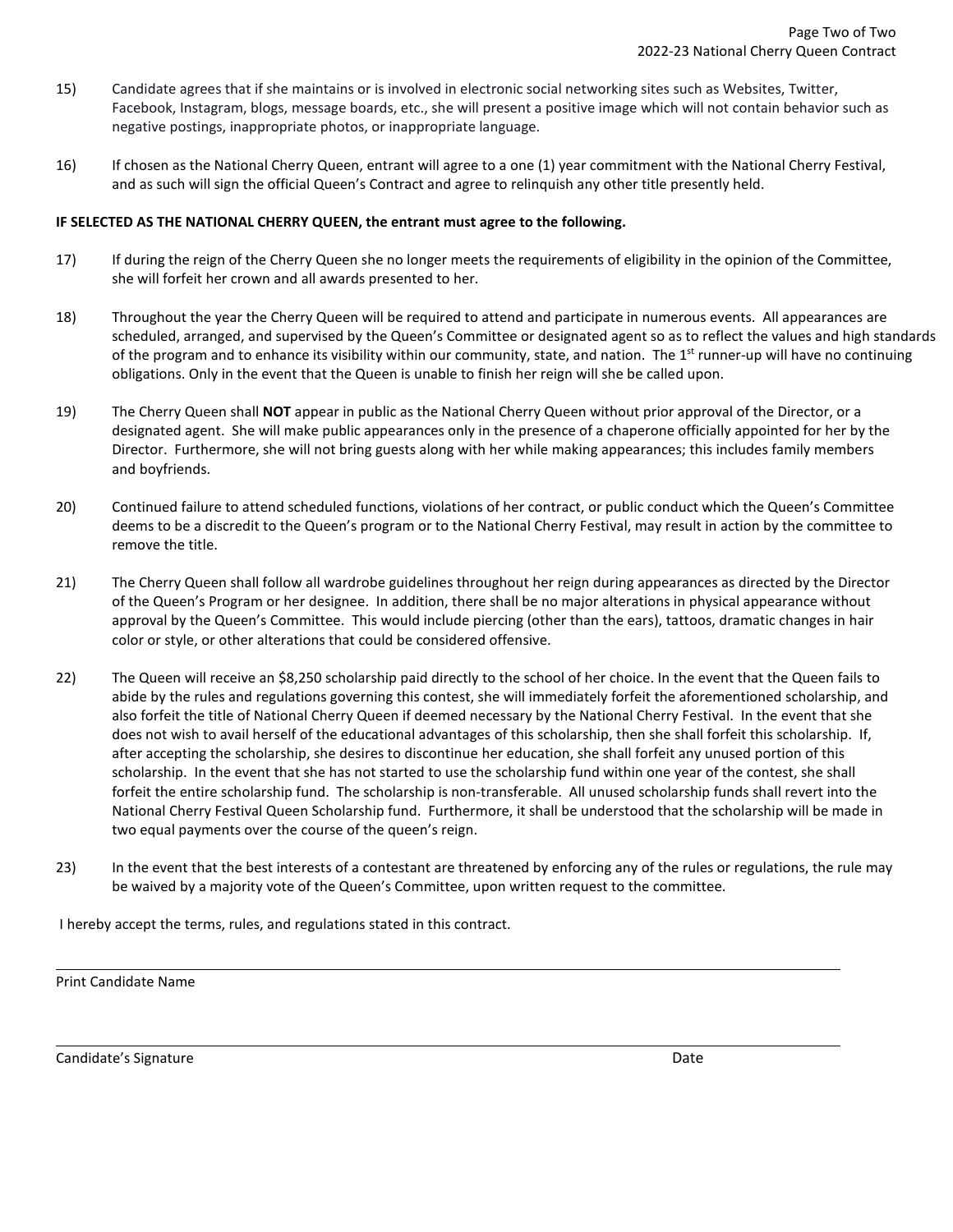15) Candidate agrees that if she maintains or is involved in electronic social networking sites such as Websites, Twitter, Facebook, Instagram, blogs, message boards, etc., she will present a positive image which will not contain behavior such as negative postings, inappropriate photos, or inappropriate language.

16) If chosen as the National Cherry Queen, entrant will agree to a one (1) year commitment with the National Cherry Festival, and as such will sign the official Queen's Contract and agree to relinquish any other title presently held.

**IF SELECTED AS THE NATIONAL CHERRY QUEEN, the entrant must agree to the following.**

17) If during the reign of the Cherry Queen she no longer meets the requirements of eligibility in the opinion of the Committee, she will forfeit her crown and all awards presented to her.

18) Throughout the year the Cherry Queen will be required to attend and participate in numerous events. All appearances are scheduled, arranged, and supervised by the Queen's Committee or designated agent so as to reflect the values and high standards of the program and to enhance its visibility within our community, state, and nation. The 1st runner-up will have no continuing obligations. Only in the event that the Queen is unable to finish her reign will she be called upon.

19) The Cherry Queen shall **NOT** appear in public as the National Cherry Queen without prior approval of the Director, or a designated agent. She will make public appearances only in the presence of a chaperone officially appointed for her by the Director. Furthermore, she will not bring guests along with her while making appearances; this includes family members and boyfriends.

20) Continued failure to attend scheduled functions, violations of her contract, or public conduct which the Queen's Committee deems to be a discredit to the Queen's program or to the National Cherry Festival, may result in action by the committee to remove the title.

21) The Cherry Queen shall follow all wardrobe guidelines throughout her reign during appearances as directed by the Director of the Queen's Program or her designee. In addition, there shall be no major alterations in physical appearance without approval by the Queen's Committee. This would include piercing (other than the ears), tattoos, dramatic changes in hair color or style, or other alterations that could be considered offensive.

22) The Queen will receive an $8,250 scholarship paid directly to the school of her choice. In the event that the Queen fails to abide by the rules and regulations governing this contest, she will immediately forfeit the aforementioned scholarship, and also forfeit the title of National Cherry Queen if deemed necessary by the National Cherry Festival. In the event that she does not wish to avail herself of the educational advantages of this scholarship, then she shall forfeit this scholarship. If, after accepting the scholarship, she desires to discontinue her education, she shall forfeit any unused portion of this scholarship. In the event that she has not started to use the scholarship fund within one year of the contest, she shall forfeit the entire scholarship fund. The scholarship is non-transferable. All unused scholarship funds shall revert into the National Cherry Festival Queen Scholarship fund. Furthermore, it shall be understood that the scholarship will be made in two equal payments over the course of the queen's reign.

23) In the event that the best interests of a contestant are threatened by enforcing any of the rules or regulations, the rule may be waived by a majority vote of the Queen's Committee, upon written request to the committee.

I hereby accept the terms, rules, and regulations stated in this contract.

\_\_\_\_\_\_\_\_\_\_\_\_\_\_\_\_\_\_\_\_\_\_\_\_\_\_\_\_\_\_\_\_\_\_\_\_\_\_\_\_\_\_\_\_

Print Candidate Name

\_\_\_\_\_\_\_\_\_\_\_\_\_\_\_\_\_\_\_\_\_\_\_\_\_\_\_\_\_\_\_\_\_\_\_\_\_\_\_\_\_\_\_\_

Candidate's Signature Date